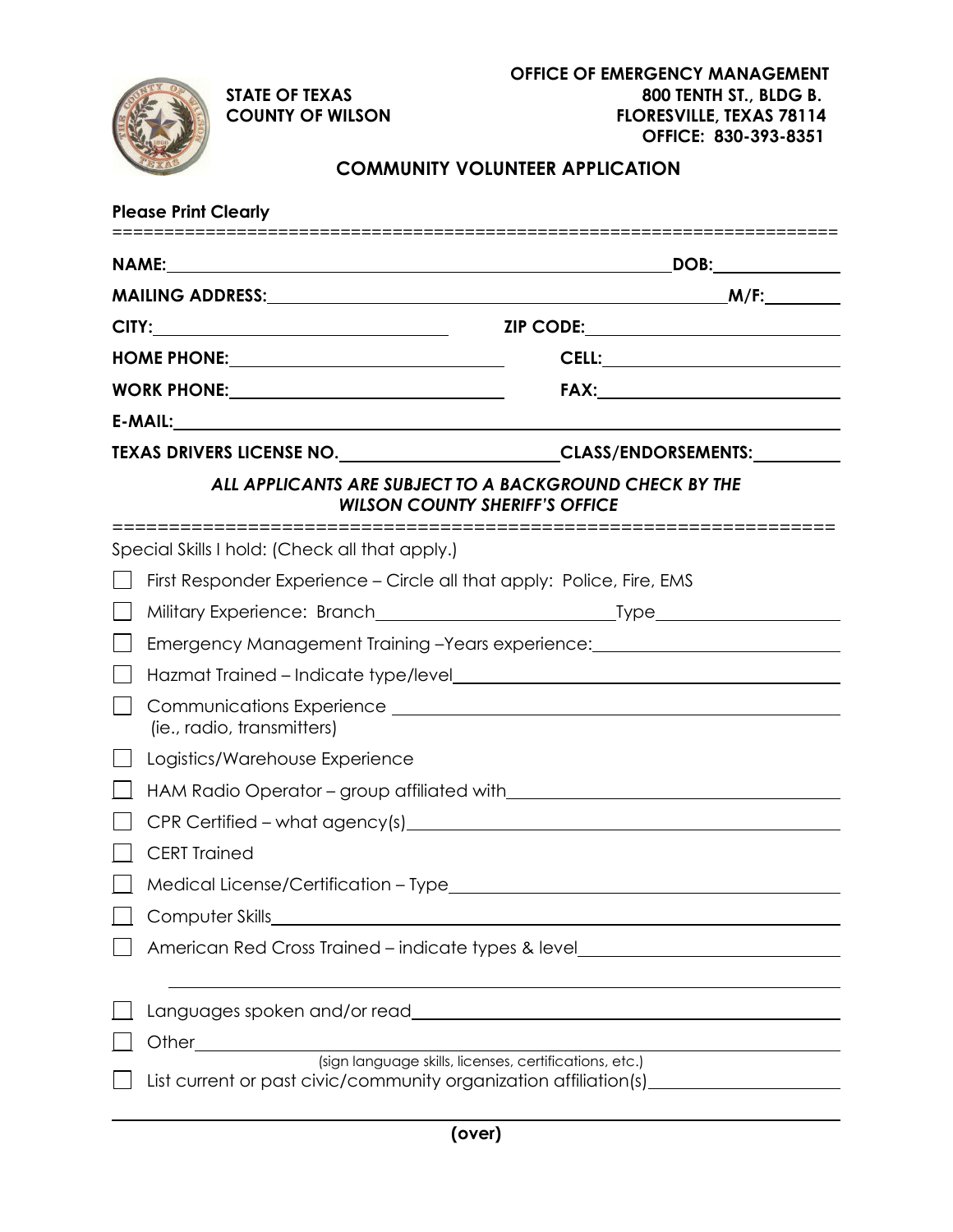**STATE OF TEXAS**
**COUNTY OF WILSON**

**OFFICE OF EMERGENCY MANAGEMENT**
**800 TENTH ST., BLDG B.**
**FLORESVILLE, TEXAS 78114**
**OFFICE: 830-393-8351**

## COMMUNITY VOLUNTEER APPLICATION

**Please Print Clearly**

==================================================================

**NAME:** ______________________________ **DOB:** ____________

**MAILING ADDRESS:** ______________________________ **M/F:** ________

**CITY:** ____________________ **ZIP CODE:** ____________________

**HOME PHONE:** ____________________ **CELL:** ____________________

**WORK PHONE:** ____________________ **FAX:** ____________________

**E-MAIL:** ______________________________

**TEXAS DRIVERS LICENSE NO.** ____________________ **CLASS/ENDORSEMENTS:** __________

***ALL APPLICANTS ARE SUBJECT TO A BACKGROUND CHECK BY THE WILSON COUNTY SHERIFF'S OFFICE***

==================================================================

Special Skills I hold: (Check all that apply.)

- ☐ First Responder Experience – Circle all that apply: Police, Fire, EMS
- ☐ Military Experience: Branch ____________________ Type ____________________
- ☐ Emergency Management Training –Years experience: ____________________
- ☐ Hazmat Trained – Indicate type/level ____________________
- ☐ Communications Experience ____________________ (ie., radio, transmitters)
- ☐ Logistics/Warehouse Experience
- ☐ HAM Radio Operator – group affiliated with ____________________
- ☐ CPR Certified – what agency(s) ____________________
- ☐ CERT Trained
- ☐ Medical License/Certification – Type ____________________
- ☐ Computer Skills ____________________
- ☐ American Red Cross Trained – indicate types & level ____________________
- ☐ Languages spoken and/or read ____________________
- ☐ Other ____________________ (sign language skills, licenses, certifications, etc.)
- ☐ List current or past civic/community organization affiliation(s) ____________________

**(over)**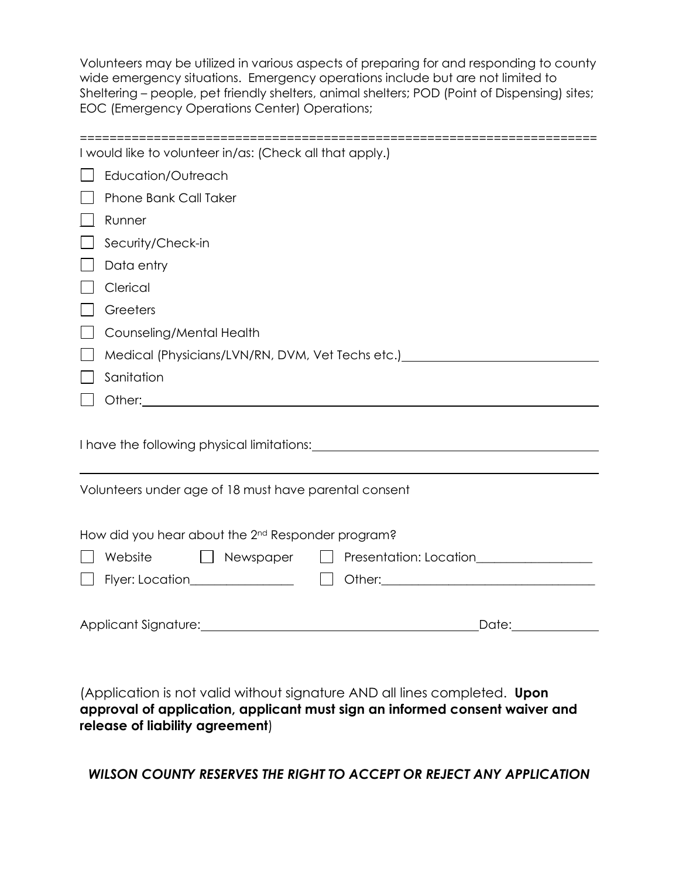Volunteers may be utilized in various aspects of preparing for and responding to county wide emergency situations. Emergency operations include but are not limited to Sheltering – people, pet friendly shelters, animal shelters; POD (Point of Dispensing) sites; EOC (Emergency Operations Center) Operations;

==================================================================

I would like to volunteer in/as: (Check all that apply.)

- ☐ Education/Outreach
- ☐ Phone Bank Call Taker
- ☐ Runner
- ☐ Security/Check-in
- ☐ Data entry
- ☐ Clerical
- ☐ Greeters
- ☐ Counseling/Mental Health
- ☐ Medical (Physicians/LVN/RN, DVM, Vet Techs etc.)\_\_\_\_\_\_\_\_\_\_\_\_\_\_\_\_\_\_\_\_\_\_\_\_\_\_\_\_
- ☐ Sanitation
- ☐ Other:\_\_\_\_\_\_\_\_\_\_\_\_\_\_\_\_\_\_\_\_\_\_\_\_\_\_\_\_\_\_\_\_\_\_\_\_\_\_\_\_\_\_\_\_\_\_\_\_\_\_\_\_\_\_\_\_\_\_\_\_

I have the following physical limitations:\_\_\_\_\_\_\_\_\_\_\_\_\_\_\_\_\_\_\_\_\_\_\_\_\_\_\_\_\_\_\_\_\_\_\_\_\_\_\_\_\_\_

\_\_\_\_\_\_\_\_\_\_\_\_\_\_\_\_\_\_\_\_\_\_\_\_\_\_\_\_\_\_\_\_\_\_\_\_\_\_\_\_\_\_\_\_\_\_\_\_\_\_\_\_\_\_\_\_\_\_\_\_\_\_\_\_\_\_\_\_\_\_\_\_\_\_

Volunteers under age of 18 must have parental consent

How did you hear about the 2nd Responder program?

☐ Website ☐ Newspaper ☐ Presentation: Location\_\_\_\_\_\_\_\_\_\_\_\_\_\_\_\_\_\_

☐ Flyer: Location\_\_\_\_\_\_\_\_\_\_\_\_\_\_\_\_ ☐ Other:\_\_\_\_\_\_\_\_\_\_\_\_\_\_\_\_\_\_\_\_\_\_\_\_\_\_\_\_\_\_\_\_\_\_

Applicant Signature:\_\_\_\_\_\_\_\_\_\_\_\_\_\_\_\_\_\_\_\_\_\_\_\_\_\_\_\_\_\_\_\_\_\_\_\_\_\_\_\_\_\_\_\_ Date:\_\_\_\_\_\_\_\_\_\_\_\_\_

(Application is not valid without signature AND all lines completed. **Upon approval of application, applicant must sign an informed consent waiver and release of liability agreement**)

***WILSON COUNTY RESERVES THE RIGHT TO ACCEPT OR REJECT ANY APPLICATION***